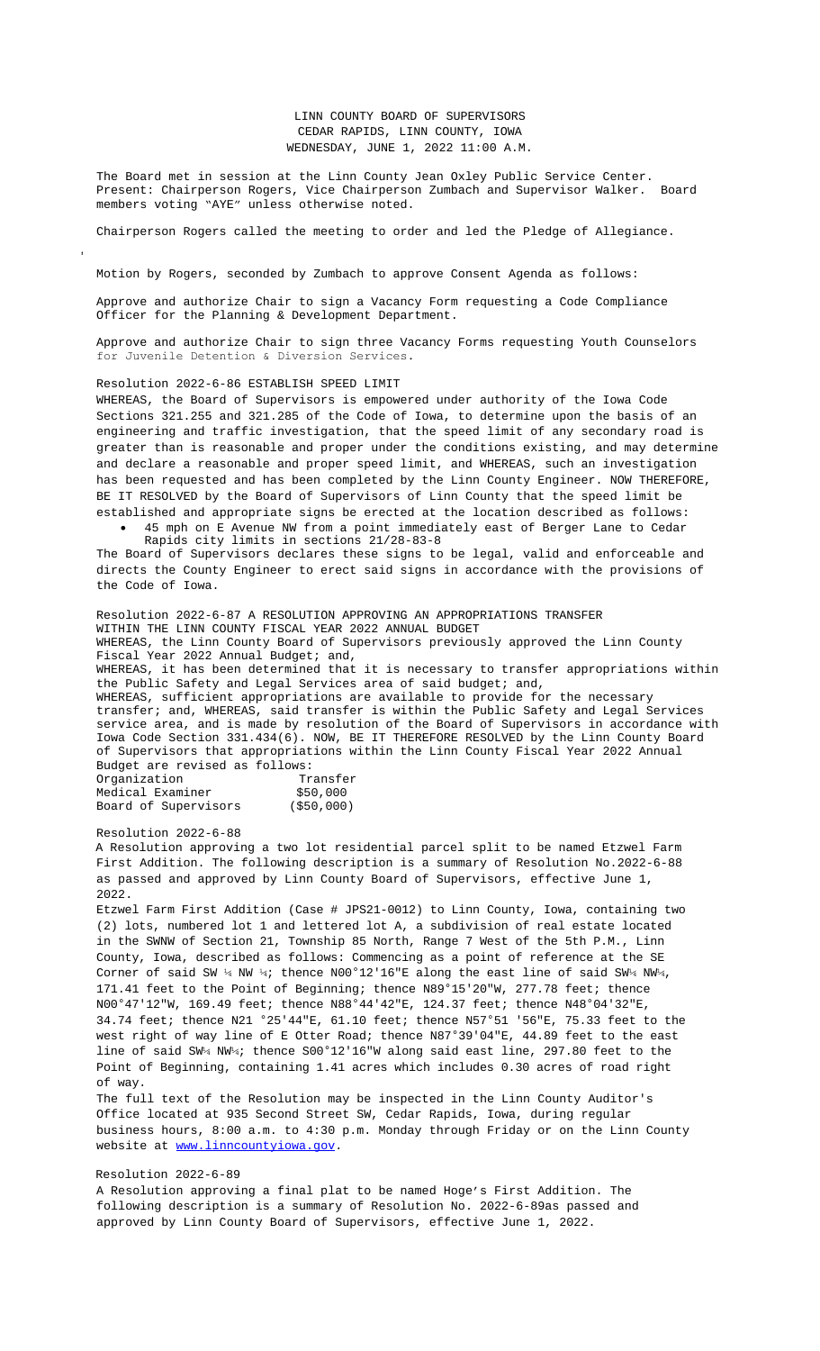LINN COUNTY BOARD OF SUPERVISORS
CEDAR RAPIDS, LINN COUNTY, IOWA
WEDNESDAY, JUNE 1, 2022 11:00 A.M.

The Board met in session at the Linn County Jean Oxley Public Service Center. Present: Chairperson Rogers, Vice Chairperson Zumbach and Supervisor Walker. Board members voting "AYE" unless otherwise noted.

Chairperson Rogers called the meeting to order and led the Pledge of Allegiance.

Motion by Rogers, seconded by Zumbach to approve Consent Agenda as follows:

Approve and authorize Chair to sign a Vacancy Form requesting a Code Compliance Officer for the Planning & Development Department.

Approve and authorize Chair to sign three Vacancy Forms requesting Youth Counselors for Juvenile Detention & Diversion Services.

Resolution 2022-6-86 ESTABLISH SPEED LIMIT

WHEREAS, the Board of Supervisors is empowered under authority of the Iowa Code Sections 321.255 and 321.285 of the Code of Iowa, to determine upon the basis of an engineering and traffic investigation, that the speed limit of any secondary road is greater than is reasonable and proper under the conditions existing, and may determine and declare a reasonable and proper speed limit, and WHEREAS, such an investigation has been requested and has been completed by the Linn County Engineer. NOW THEREFORE, BE IT RESOLVED by the Board of Supervisors of Linn County that the speed limit be established and appropriate signs be erected at the location described as follows:

- 45 mph on E Avenue NW from a point immediately east of Berger Lane to Cedar Rapids city limits in sections 21/28-83-8

The Board of Supervisors declares these signs to be legal, valid and enforceable and directs the County Engineer to erect said signs in accordance with the provisions of the Code of Iowa.

Resolution 2022-6-87 A RESOLUTION APPROVING AN APPROPRIATIONS TRANSFER WITHIN THE LINN COUNTY FISCAL YEAR 2022 ANNUAL BUDGET

WHEREAS, the Linn County Board of Supervisors previously approved the Linn County Fiscal Year 2022 Annual Budget; and,

WHEREAS, it has been determined that it is necessary to transfer appropriations within the Public Safety and Legal Services area of said budget; and,

WHEREAS, sufficient appropriations are available to provide for the necessary transfer; and, WHEREAS, said transfer is within the Public Safety and Legal Services service area, and is made by resolution of the Board of Supervisors in accordance with Iowa Code Section 331.434(6). NOW, BE IT THEREFORE RESOLVED by the Linn County Board of Supervisors that appropriations within the Linn County Fiscal Year 2022 Annual Budget are revised as follows:

| Organization | Transfer |
|---|---|
| Medical Examiner | \$50,000 |
| Board of Supervisors | (\$50,000) |

Resolution 2022-6-88

A Resolution approving a two lot residential parcel split to be named Etzwel Farm First Addition. The following description is a summary of Resolution No.2022-6-88 as passed and approved by Linn County Board of Supervisors, effective June 1, 2022.

Etzwel Farm First Addition (Case # JPS21-0012) to Linn County, Iowa, containing two (2) lots, numbered lot 1 and lettered lot A, a subdivision of real estate located in the SWNW of Section 21, Township 85 North, Range 7 West of the 5th P.M., Linn County, Iowa, described as follows: Commencing as a point of reference at the SE Corner of said SW ¼ NW ¼; thence N00°12'16"E along the east line of said SW¼ NW¼, 171.41 feet to the Point of Beginning; thence N89°15'20"W, 277.78 feet; thence N00°47'12"W, 169.49 feet; thence N88°44'42"E, 124.37 feet; thence N48°04'32"E, 34.74 feet; thence N21 °25'44"E, 61.10 feet; thence N57°51 '56"E, 75.33 feet to the west right of way line of E Otter Road; thence N87°39'04"E, 44.89 feet to the east line of said SW¼ NW¼; thence S00°12'16"W along said east line, 297.80 feet to the Point of Beginning, containing 1.41 acres which includes 0.30 acres of road right of way.

The full text of the Resolution may be inspected in the Linn County Auditor's Office located at 935 Second Street SW, Cedar Rapids, Iowa, during regular business hours, 8:00 a.m. to 4:30 p.m. Monday through Friday or on the Linn County website at www.linncountyiowa.gov.

Resolution 2022-6-89

A Resolution approving a final plat to be named Hoge's First Addition. The following description is a summary of Resolution No. 2022-6-89as passed and approved by Linn County Board of Supervisors, effective June 1, 2022.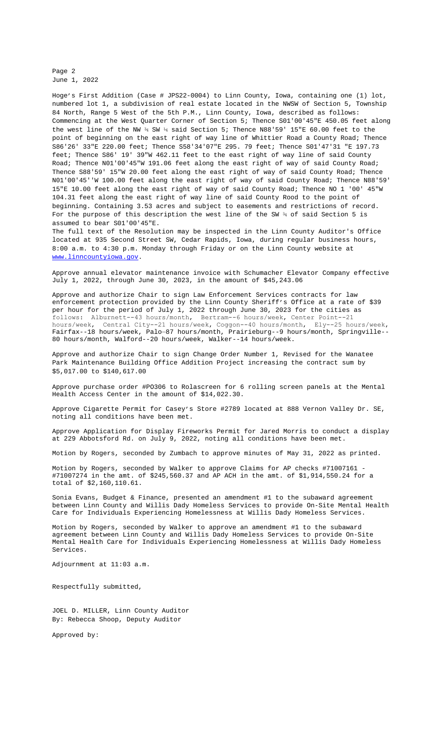Hoge's First Addition (Case # JPS22-0004) to Linn County, Iowa, containing one (1) lot, numbered lot 1, a subdivision of real estate located in the NWSW of Section 5, Township 84 North, Range 5 West of the 5th P.M., Linn County, Iowa, described as follows: Commencing at the West Quarter Corner of Section 5; Thence S01'00'45"E 450.05 feet along the west line of the NW ¾ SW ¼ said Section 5; Thence N88'59' 15"E 60.00 feet to the point of beginning on the east right of way line of Whittier Road a County Road; Thence S86'26' 33"E 220.00 feet; Thence S58'34'07"E 295. 79 feet; Thence S01'47'31 "E 197.73 feet; Thence S86' 19' 39"W 462.11 feet to the east right of way line of said County Road; Thence N01'00'45"W 191.06 feet along the east right of way of said County Road; Thence S88'59' 15"W 20.00 feet along the east right of way of said County Road; Thence N01'00'45''W 100.00 feet along the east right of way of said County Road; Thence N88'59' 15"E 10.00 feet along the east right of way of said County Road; Thence NO 1 '00' 45"W 104.31 feet along the east right of way line of said County Rood to the point of beginning. Containing 3.53 acres and subject to easements and restrictions of record. For the purpose of this description the west line of the SW ¾ of said Section 5 is assumed to bear S01'00'45"E.

The full text of the Resolution may be inspected in the Linn County Auditor's Office located at 935 Second Street SW, Cedar Rapids, Iowa, during regular business hours, 8:00 a.m. to 4:30 p.m. Monday through Friday or on the Linn County website at www.linncountyiowa.gov.

Approve annual elevator maintenance invoice with Schumacher Elevator Company effective July 1, 2022, through June 30, 2023, in the amount of $45,243.06

Approve and authorize Chair to sign Law Enforcement Services contracts for law enforcement protection provided by the Linn County Sheriff's Office at a rate of $39 per hour for the period of July 1, 2022 through June 30, 2023 for the cities as follows: Alburnett--43 hours/month, Bertram--6 hours/week, Center Point--21 hours/week, Central City--21 hours/week, Coggon--40 hours/month, Ely--25 hours/week, Fairfax--18 hours/week, Palo—87 hours/month, Prairieburg--9 hours/month, Springville--80 hours/month, Walford--20 hours/week, Walker--14 hours/week.

Approve and authorize Chair to sign Change Order Number 1, Revised for the Wanatee Park Maintenance Building Office Addition Project increasing the contract sum by $5,017.00 to $140,617.00

Approve purchase order #PO306 to Rolascreen for 6 rolling screen panels at the Mental Health Access Center in the amount of $14,022.30.

Approve Cigarette Permit for Casey's Store #2789 located at 888 Vernon Valley Dr. SE, noting all conditions have been met.

Approve Application for Display Fireworks Permit for Jared Morris to conduct a display at 229 Abbotsford Rd. on July 9, 2022, noting all conditions have been met.

Motion by Rogers, seconded by Zumbach to approve minutes of May 31, 2022 as printed.

Motion by Rogers, seconded by Walker to approve Claims for AP checks #71007161 - #71007274 in the amt. of $245,560.37 and AP ACH in the amt. of $1,914,550.24 for a total of $2,160,110.61.

Sonia Evans, Budget & Finance, presented an amendment #1 to the subaward agreement between Linn County and Willis Dady Homeless Services to provide On-Site Mental Health Care for Individuals Experiencing Homelessness at Willis Dady Homeless Services.

Motion by Rogers, seconded by Walker to approve an amendment #1 to the subaward agreement between Linn County and Willis Dady Homeless Services to provide On-Site Mental Health Care for Individuals Experiencing Homelessness at Willis Dady Homeless Services.

Adjournment at 11:03 a.m.

Respectfully submitted,

JOEL D. MILLER, Linn County Auditor
By: Rebecca Shoop, Deputy Auditor

Approved by: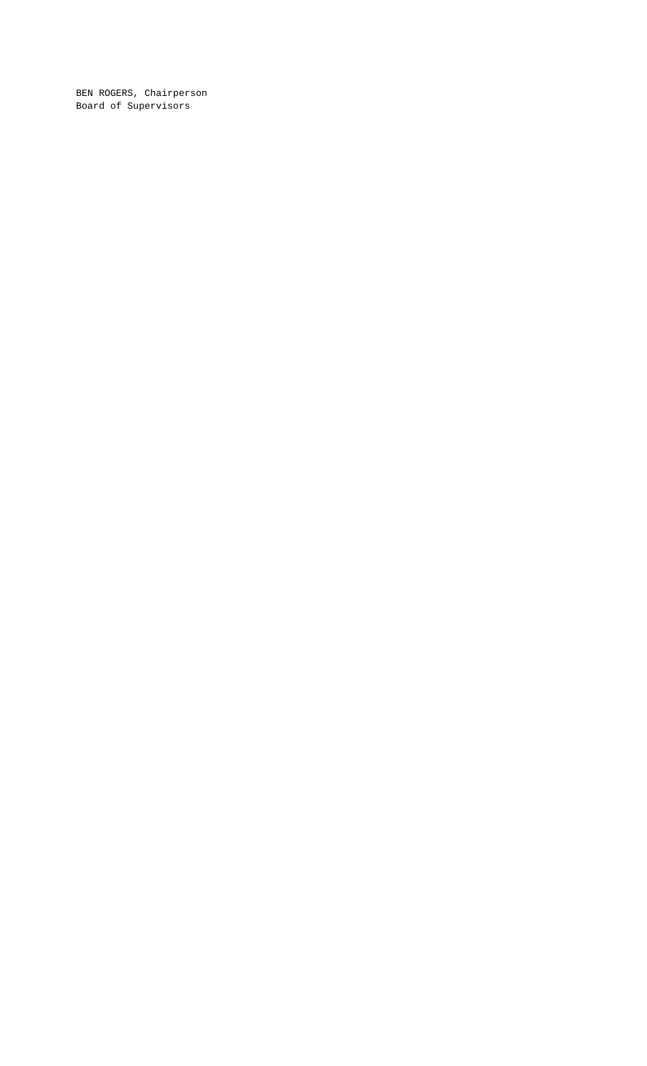BEN ROGERS, Chairperson
Board of Supervisors